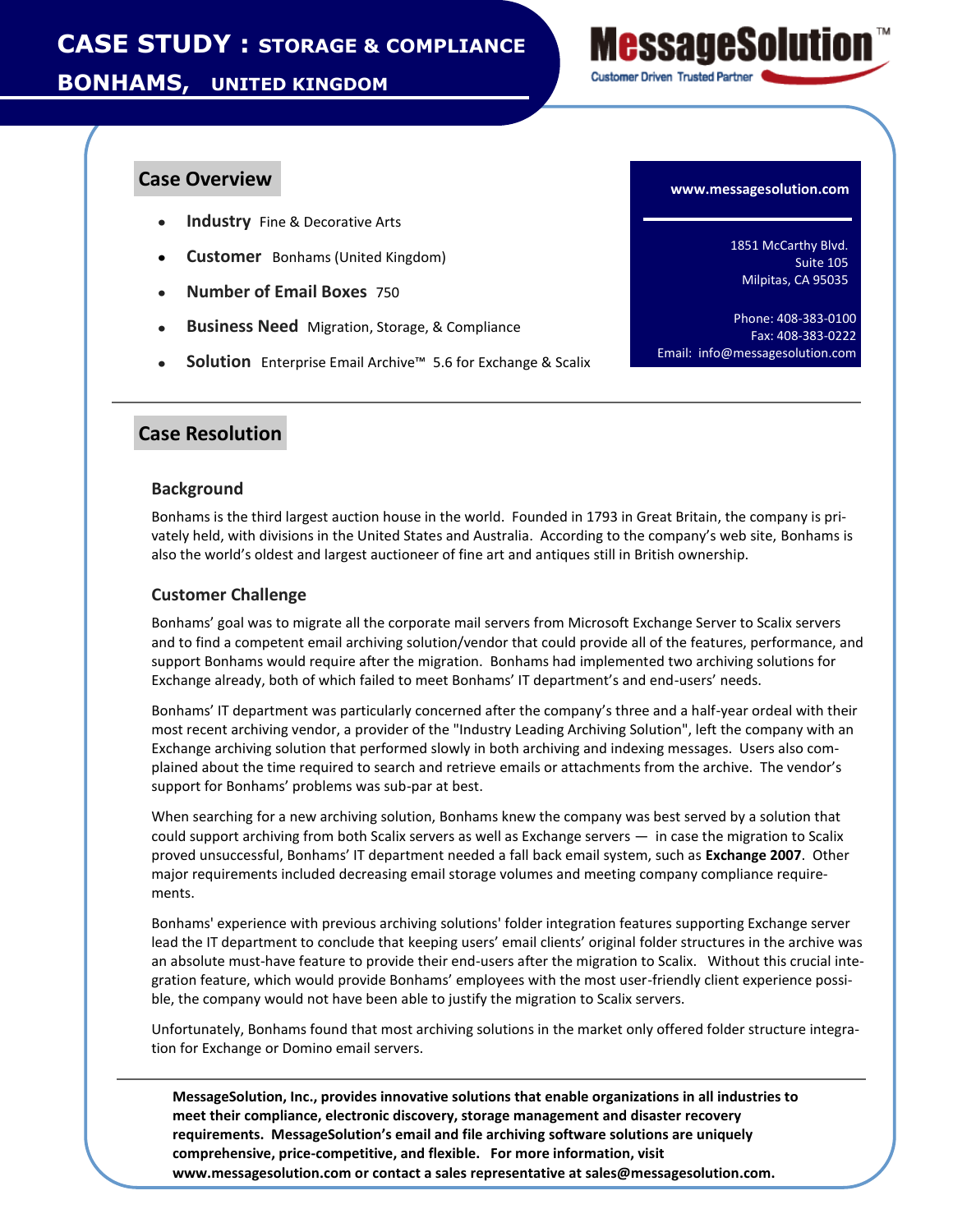# CASE STUDY : STORAGE & COMPLIANCE

## BONHAMS, UNITED KINGDOM

MessageSolution™

Customer Driven Trusted Partner

## Case Overview

- **Industry** Fine & Decorative Arts
- **Customer** Bonhams (United Kingdom)
- **Number of Email Boxes** 750
- **Business Need** Migration, Storage, & Compliance
- **Solution** Enterprise Email Archive™ 5.6 for Exchange & Scalix

**www.messagesolution.com**

1851 McCarthy Blvd.
Suite 105
Milpitas, CA 95035

Phone: 408-383-0100
Fax: 408-383-0222
Email: info@messagesolution.com

## Case Resolution

### Background

Bonhams is the third largest auction house in the world. Founded in 1793 in Great Britain, the company is privately held, with divisions in the United States and Australia. According to the company's web site, Bonhams is also the world's oldest and largest auctioneer of fine art and antiques still in British ownership.

### Customer Challenge

Bonhams' goal was to migrate all the corporate mail servers from Microsoft Exchange Server to Scalix servers and to find a competent email archiving solution/vendor that could provide all of the features, performance, and support Bonhams would require after the migration. Bonhams had implemented two archiving solutions for Exchange already, both of which failed to meet Bonhams' IT department's and end-users' needs.

Bonhams' IT department was particularly concerned after the company's three and a half-year ordeal with their most recent archiving vendor, a provider of the "Industry Leading Archiving Solution", left the company with an Exchange archiving solution that performed slowly in both archiving and indexing messages. Users also complained about the time required to search and retrieve emails or attachments from the archive. The vendor's support for Bonhams' problems was sub-par at best.

When searching for a new archiving solution, Bonhams knew the company was best served by a solution that could support archiving from both Scalix servers as well as Exchange servers — in case the migration to Scalix proved unsuccessful, Bonhams' IT department needed a fall back email system, such as **Exchange 2007**. Other major requirements included decreasing email storage volumes and meeting company compliance requirements.

Bonhams' experience with previous archiving solutions' folder integration features supporting Exchange server lead the IT department to conclude that keeping users' email clients' original folder structures in the archive was an absolute must-have feature to provide their end-users after the migration to Scalix. Without this crucial integration feature, which would provide Bonhams' employees with the most user-friendly client experience possible, the company would not have been able to justify the migration to Scalix servers.

Unfortunately, Bonhams found that most archiving solutions in the market only offered folder structure integration for Exchange or Domino email servers.

**MessageSolution, Inc., provides innovative solutions that enable organizations in all industries to meet their compliance, electronic discovery, storage management and disaster recovery requirements. MessageSolution's email and file archiving software solutions are uniquely comprehensive, price-competitive, and flexible. For more information, visit www.messagesolution.com or contact a sales representative at sales@messagesolution.com.**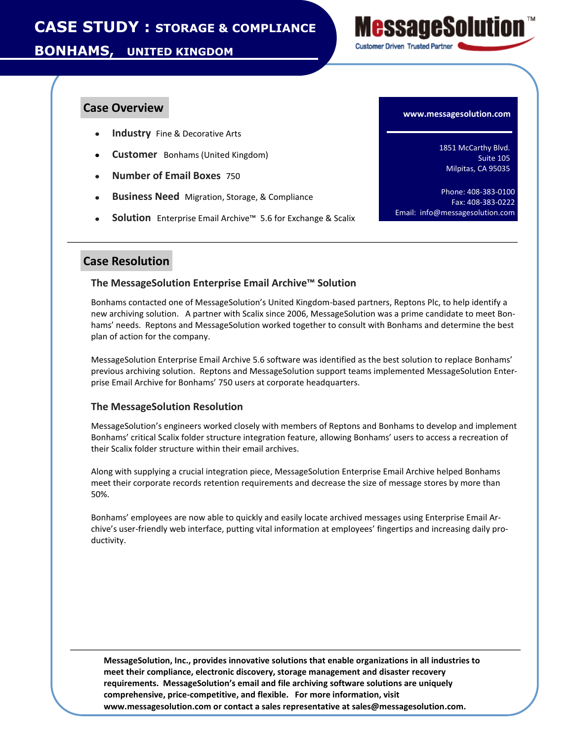# CASE STUDY : STORAGE & COMPLIANCE

## BONHAMS, UNITED KINGDOM

MessageSolution™

Customer Driven Trusted Partner

## Case Overview

- **Industry** Fine & Decorative Arts
- **Customer** Bonhams (United Kingdom)
- **Number of Email Boxes** 750
- **Business Need** Migration, Storage, & Compliance
- **Solution** Enterprise Email Archive™ 5.6 for Exchange & Scalix

**www.messagesolution.com**

1851 McCarthy Blvd.
Suite 105
Milpitas, CA 95035

Phone: 408-383-0100
Fax: 408-383-0222
Email: info@messagesolution.com

## Case Resolution

### The MessageSolution Enterprise Email Archive™ Solution

Bonhams contacted one of MessageSolution's United Kingdom-based partners, Reptons Plc, to help identify a new archiving solution. A partner with Scalix since 2006, MessageSolution was a prime candidate to meet Bonhams' needs. Reptons and MessageSolution worked together to consult with Bonhams and determine the best plan of action for the company.

MessageSolution Enterprise Email Archive 5.6 software was identified as the best solution to replace Bonhams' previous archiving solution. Reptons and MessageSolution support teams implemented MessageSolution Enterprise Email Archive for Bonhams' 750 users at corporate headquarters.

### The MessageSolution Resolution

MessageSolution's engineers worked closely with members of Reptons and Bonhams to develop and implement Bonhams' critical Scalix folder structure integration feature, allowing Bonhams' users to access a recreation of their Scalix folder structure within their email archives.

Along with supplying a crucial integration piece, MessageSolution Enterprise Email Archive helped Bonhams meet their corporate records retention requirements and decrease the size of message stores by more than 50%.

Bonhams' employees are now able to quickly and easily locate archived messages using Enterprise Email Archive's user-friendly web interface, putting vital information at employees' fingertips and increasing daily productivity.

**MessageSolution, Inc., provides innovative solutions that enable organizations in all industries to meet their compliance, electronic discovery, storage management and disaster recovery requirements. MessageSolution's email and file archiving software solutions are uniquely comprehensive, price-competitive, and flexible. For more information, visit www.messagesolution.com or contact a sales representative at sales@messagesolution.com.**